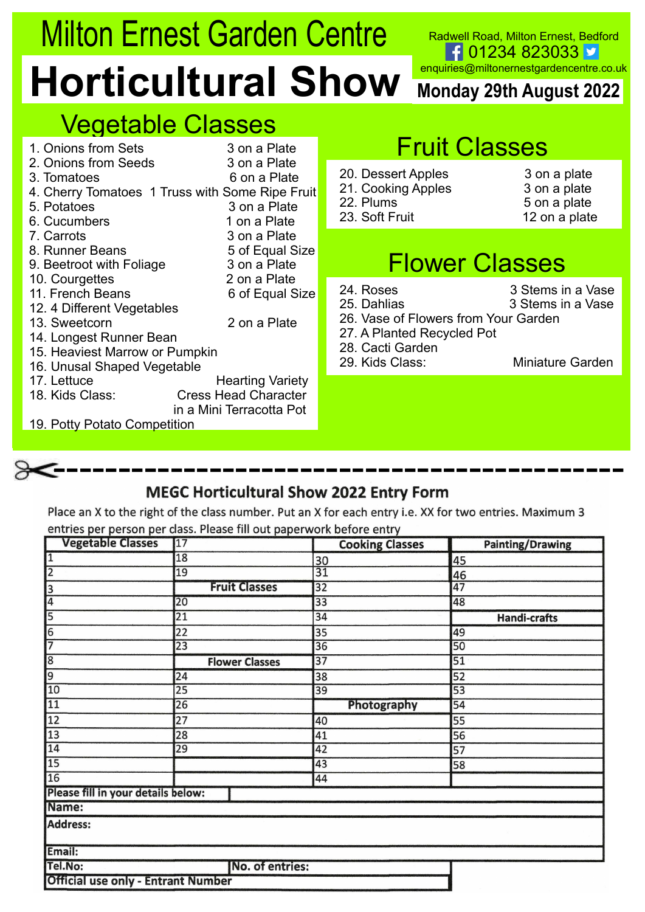# Milton Ernest Garden Centre

# Horticultural Show

Radwell Road, Milton Ernest, Bedford
01234 823033
enquiries@miltonernestgardencentre.co.uk

**Monday 29th August 2022**

## Vegetable Classes

1. Onions from Sets — 3 on a Plate
2. Onions from Seeds — 3 on a Plate
3. Tomatoes — 6 on a Plate
4. Cherry Tomatoes — 1 Truss with Some Ripe Fruit
5. Potatoes — 3 on a Plate
6. Cucumbers — 1 on a Plate
7. Carrots — 3 on a Plate
8. Runner Beans — 5 of Equal Size
9. Beetroot with Foliage — 3 on a Plate
10. Courgettes — 2 on a Plate
11. French Beans — 6 of Equal Size
12. 4 Different Vegetables
13. Sweetcorn — 2 on a Plate
14. Longest Runner Bean
15. Heaviest Marrow or Pumpkin
16. Unusal Shaped Vegetable
17. Lettuce — Hearting Variety
18. Kids Class: — Cress Head Character in a Mini Terracotta Pot
19. Potty Potato Competition

## Fruit Classes

20. Dessert Apples — 3 on a plate
21. Cooking Apples — 3 on a plate
22. Plums — 5 on a plate
23. Soft Fruit — 12 on a plate

## Flower Classes

24. Roses — 3 Stems in a Vase
25. Dahlias — 3 Stems in a Vase
26. Vase of Flowers from Your Garden
27. A Planted Recycled Pot
28. Cacti Garden
29. Kids Class: — Miniature Garden

---

## MEGC Horticultural Show 2022 Entry Form

Place an X to the right of the class number. Put an X for each entry i.e. XX for two entries. Maximum 3 entries per person per class. Please fill out paperwork before entry

| Vegetable Classes | 17 | Cooking Classes | Painting/Drawing |
|---|---|---|---|
| 1 | 18 | 30 | 45 |
| 2 | 19 | 31 | 46 |
| 3 | **Fruit Classes** | 32 | 47 |
| 4 | 20 | 33 | 48 |
| 5 | 21 | 34 | **Handi-crafts** |
| 6 | 22 | 35 | 49 |
| 7 | 23 | 36 | 50 |
| 8 | **Flower Classes** | 37 | 51 |
| 9 | 24 | 38 | 52 |
| 10 | 25 | 39 | 53 |
| 11 | 26 | **Photography** | 54 |
| 12 | 27 | 40 | 55 |
| 13 | 28 | 41 | 56 |
| 14 | 29 | 42 | 57 |
| 15 | | 43 | 58 |
| 16 | | 44 | |

**Please fill in your details below:**

**Name:**

**Address:**

**Email:**

**Tel.No:** **No. of entries:**

**Official use only - Entrant Number**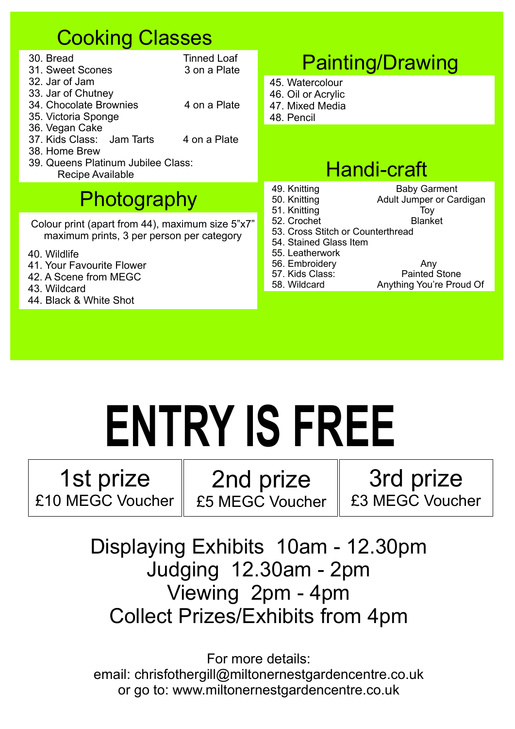## Cooking Classes

| | |
|---|---|
| 30. Bread | Tinned Loaf |
| 31. Sweet Scones | 3 on a Plate |
| 32. Jar of Jam | |
| 33. Jar of Chutney | |
| 34. Chocolate Brownies | 4 on a Plate |
| 35. Victoria Sponge | |
| 36. Vegan Cake | |
| 37. Kids Class: Jam Tarts | 4 on a Plate |
| 38. Home Brew | |
| 39. Queens Platinum Jubilee Class: Recipe Available | |

## Photography

Colour print (apart from 44), maximum size 5"x7" maximum prints, 3 per person per category

40. Wildlife
41. Your Favourite Flower
42. A Scene from MEGC
43. Wildcard
44. Black & White Shot

## Painting/Drawing

45. Watercolour
46. Oil or Acrylic
47. Mixed Media
48. Pencil

## Handi-craft

| | |
|---|---|
| 49. Knitting | Baby Garment |
| 50. Knitting | Adult Jumper or Cardigan |
| 51. Knitting | Toy |
| 52. Crochet | Blanket |
| 53. Cross Stitch or Counterthread | |
| 54. Stained Glass Item | |
| 55. Leatherwork | |
| 56. Embroidery | Any |
| 57. Kids Class: | Painted Stone |
| 58. Wildcard | Anything You're Proud Of |

# ENTRY IS FREE

| 1st prize | 2nd prize | 3rd prize |
|---|---|---|
| £10 MEGC Voucher | £5 MEGC Voucher | £3 MEGC Voucher |

Displaying Exhibits 10am - 12.30pm
Judging 12.30am - 2pm
Viewing 2pm - 4pm
Collect Prizes/Exhibits from 4pm

For more details:
email: chrisfothergill@miltonernestgardencentre.co.uk
or go to: www.miltonernestgardencentre.co.uk